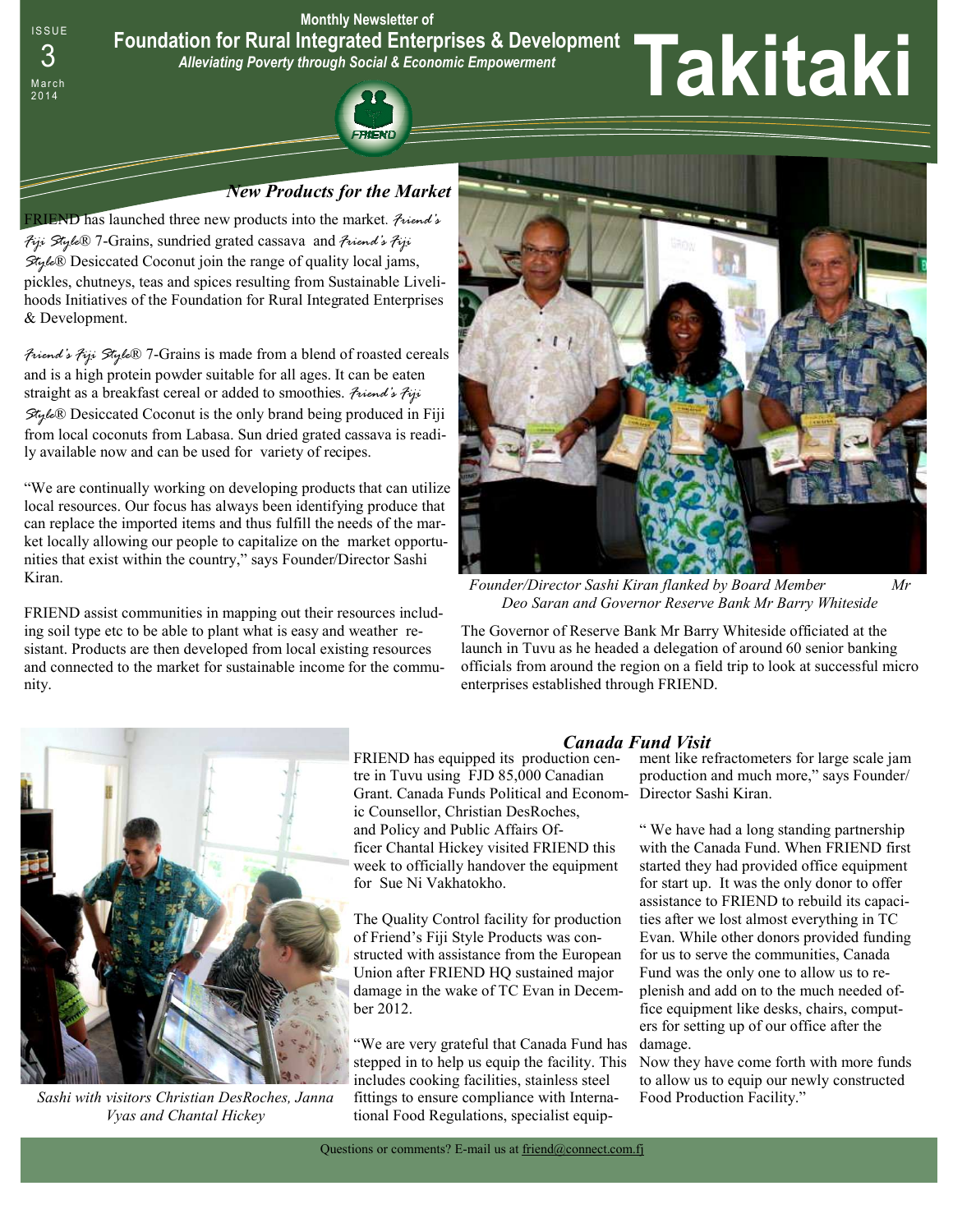ISSUE 3 March 2014

Monthly Newsletter of

**Foundation for Rural Integrated Enterprises & Development**

*Alleviating Poverty through Social & Economic Empowerment*

# Takitaki

## *New Products for the Market*

FRIEND has launched three new products into the market. *Friend's Fiji Style*® 7-Grains, sundried grated cassava and *Friend's Fiji Style*® Desiccated Coconut join the range of quality local jams, pickles, chutneys, teas and spices resulting from Sustainable Livelihoods Initiatives of the Foundation for Rural Integrated Enterprises & Development.

*Friend's Fiji Style*® 7-Grains is made from a blend of roasted cereals and is a high protein powder suitable for all ages. It can be eaten straight as a breakfast cereal or added to smoothies. *Friend's Fiji Style*® Desiccated Coconut is the only brand being produced in Fiji from local coconuts from Labasa. Sun dried grated cassava is readily available now and can be used for variety of recipes.

"We are continually working on developing products that can utilize local resources. Our focus has always been identifying produce that can replace the imported items and thus fulfill the needs of the market locally allowing our people to capitalize on the market opportunities that exist within the country," says Founder/Director Sashi Kiran.

FRIEND assist communities in mapping out their resources including soil type etc to be able to plant what is easy and weather resistant. Products are then developed from local existing resources and connected to the market for sustainable income for the community.

*Founder/Director Sashi Kiran flanked by Board Member Mr Deo Saran and Governor Reserve Bank Mr Barry Whiteside*

The Governor of Reserve Bank Mr Barry Whiteside officiated at the launch in Tuvu as he headed a delegation of around 60 senior banking officials from around the region on a field trip to look at successful micro enterprises established through FRIEND.

## *Canada Fund Visit*

*Sashi with visitors Christian DesRoches, Janna Vyas and Chantal Hickey*

FRIEND has equipped its production centre in Tuvu using FJD 85,000 Canadian Grant. Canada Funds Political and Economic Counsellor, Christian DesRoches, and Policy and Public Affairs Officer Chantal Hickey visited FRIEND this week to officially handover the equipment for Sue Ni Vakhatokho.

The Quality Control facility for production of Friend's Fiji Style Products was constructed with assistance from the European Union after FRIEND HQ sustained major damage in the wake of TC Evan in December 2012.

"We are very grateful that Canada Fund has stepped in to help us equip the facility. This includes cooking facilities, stainless steel fittings to ensure compliance with International Food Regulations, specialist equipment like refractometers for large scale jam production and much more," says Founder/Director Sashi Kiran.

" We have had a long standing partnership with the Canada Fund. When FRIEND first started they had provided office equipment for start up. It was the only donor to offer assistance to FRIEND to rebuild its capacities after we lost almost everything in TC Evan. While other donors provided funding for us to serve the communities, Canada Fund was the only one to allow us to replenish and add on to the much needed office equipment like desks, chairs, computers for setting up of our office after the damage.

Now they have come forth with more funds to allow us to equip our newly constructed Food Production Facility."

Questions or comments? E-mail us at friend@connect.com.fj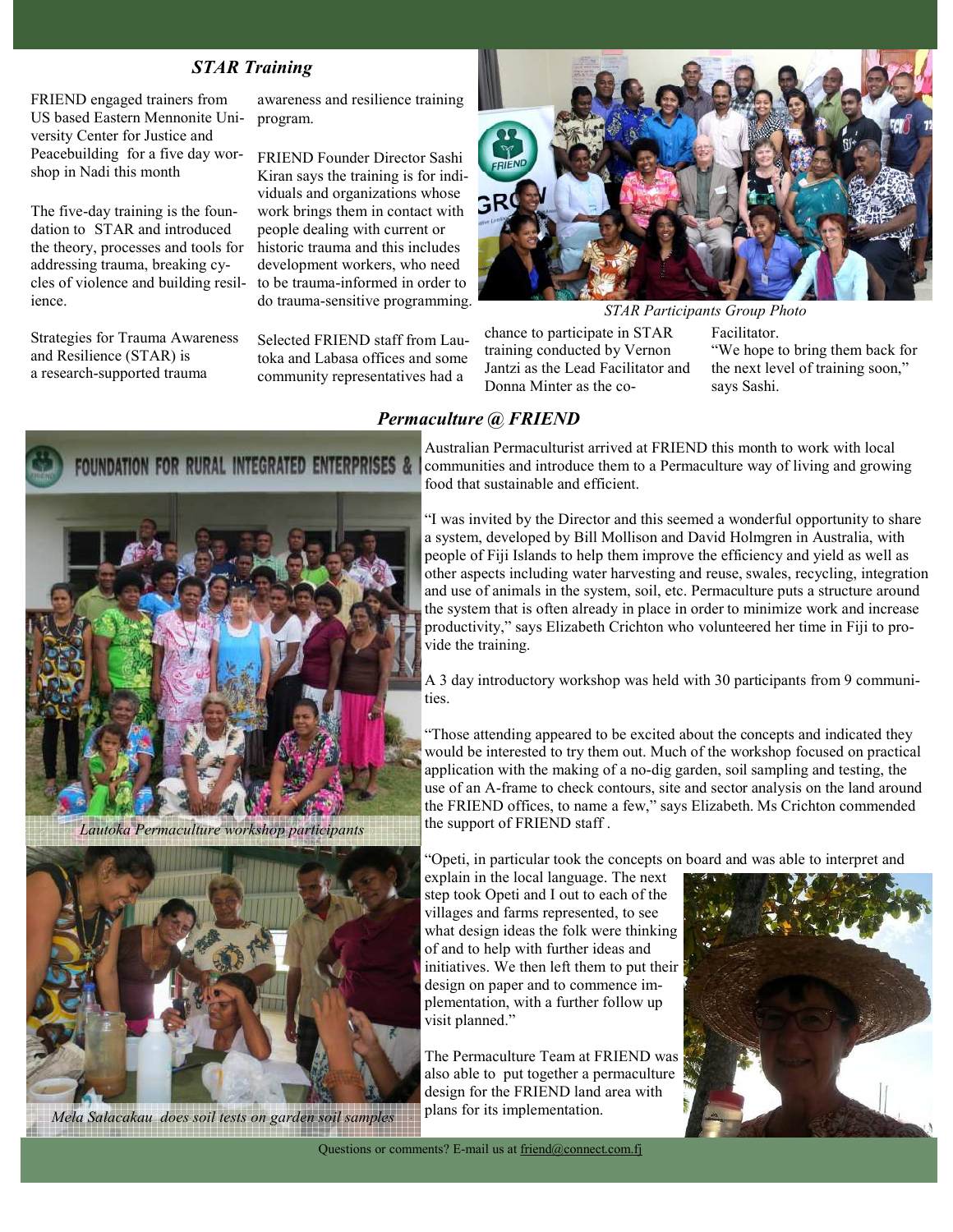## STAR Training

FRIEND engaged trainers from US based Eastern Mennonite University Center for Justice and Peacebuilding for a five day workshop in Nadi this month

The five-day training is the foundation to STAR and introduced the theory, processes and tools for addressing trauma, breaking cycles of violence and building resilience.

Strategies for Trauma Awareness and Resilience (STAR) is a research-supported trauma awareness and resilience training program.

FRIEND Founder Director Sashi Kiran says the training is for individuals and organizations whose work brings them in contact with people dealing with current or historic trauma and this includes development workers, who need to be trauma-informed in order to do trauma-sensitive programming.

Selected FRIEND staff from Lautoka and Labasa offices and some community representatives had a chance to participate in STAR training conducted by Vernon Jantzi as the Lead Facilitator and Donna Minter as the co-Facilitator.

"We hope to bring them back for the next level of training soon," says Sashi.

*STAR Participants Group Photo*

## Permaculture @ FRIEND

Australian Permaculturist arrived at FRIEND this month to work with local communities and introduce them to a Permaculture way of living and growing food that sustainable and efficient.

"I was invited by the Director and this seemed a wonderful opportunity to share a system, developed by Bill Mollison and David Holmgren in Australia, with people of Fiji Islands to help them improve the efficiency and yield as well as other aspects including water harvesting and reuse, swales, recycling, integration and use of animals in the system, soil, etc. Permaculture puts a structure around the system that is often already in place in order to minimize work and increase productivity," says Elizabeth Crichton who volunteered her time in Fiji to provide the training.

A 3 day introductory workshop was held with 30 participants from 9 communities.

"Those attending appeared to be excited about the concepts and indicated they would be interested to try them out. Much of the workshop focused on practical application with the making of a no-dig garden, soil sampling and testing, the use of an A-frame to check contours, site and sector analysis on the land around the FRIEND offices, to name a few," says Elizabeth. Ms Crichton commended the support of FRIEND staff .

"Opeti, in particular took the concepts on board and was able to interpret and explain in the local language. The next step took Opeti and I out to each of the villages and farms represented, to see what design ideas the folk were thinking of and to help with further ideas and initiatives. We then left them to put their design on paper and to commence implementation, with a further follow up visit planned."

The Permaculture Team at FRIEND was also able to put together a permaculture design for the FRIEND land area with plans for its implementation.

*Lautoka Permaculture workshop participants*

*Mela Salacakau does soil tests on garden soil samples*

Questions or comments? E-mail us at friend@connect.com.fj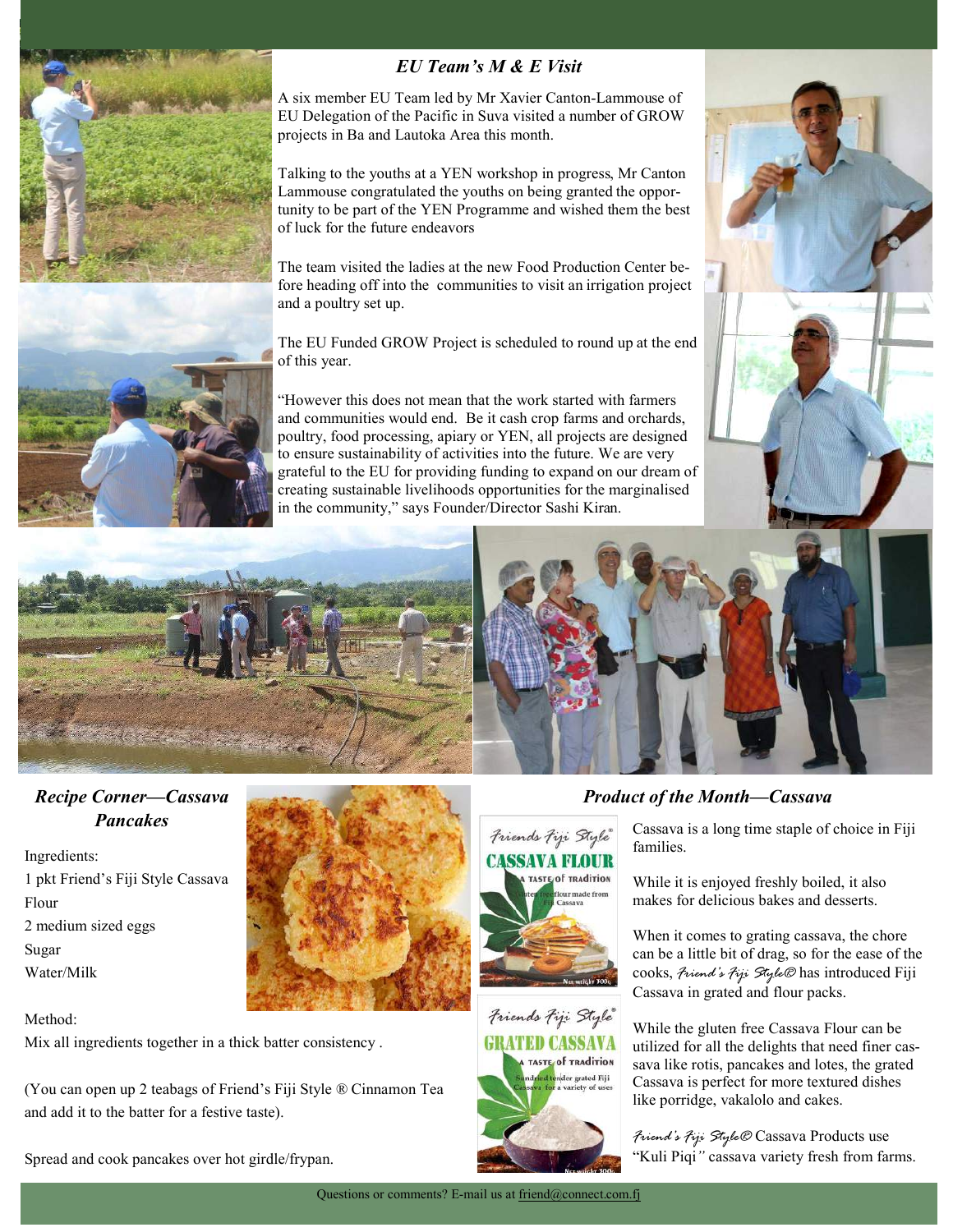## *EU Team's M & E Visit*

A six member EU Team led by Mr Xavier Canton-Lammouse of EU Delegation of the Pacific in Suva visited a number of GROW projects in Ba and Lautoka Area this month.

Talking to the youths at a YEN workshop in progress, Mr Canton Lammouse congratulated the youths on being granted the opportunity to be part of the YEN Programme and wished them the best of luck for the future endeavors

The team visited the ladies at the new Food Production Center before heading off into the communities to visit an irrigation project and a poultry set up.

The EU Funded GROW Project is scheduled to round up at the end of this year.

"However this does not mean that the work started with farmers and communities would end. Be it cash crop farms and orchards, poultry, food processing, apiary or YEN, all projects are designed to ensure sustainability of activities into the future. We are very grateful to the EU for providing funding to expand on our dream of creating sustainable livelihoods opportunities for the marginalised in the community," says Founder/Director Sashi Kiran.

## *Recipe Corner—Cassava Pancakes*

Ingredients:

1 pkt Friend's Fiji Style Cassava Flour

2 medium sized eggs

Sugar

Water/Milk

Method:

Mix all ingredients together in a thick batter consistency .

(You can open up 2 teabags of Friend's Fiji Style ® Cinnamon Tea and add it to the batter for a festive taste).

Spread and cook pancakes over hot girdle/frypan.

## *Product of the Month—Cassava*

Cassava is a long time staple of choice in Fiji families.

While it is enjoyed freshly boiled, it also makes for delicious bakes and desserts.

When it comes to grating cassava, the chore can be a little bit of drag, so for the ease of the cooks, *Friend's Fiji Style®* has introduced Fiji Cassava in grated and flour packs.

While the gluten free Cassava Flour can be utilized for all the delights that need finer cassava like rotis, pancakes and lotes, the grated Cassava is perfect for more textured dishes like porridge, vakalolo and cakes.

*Friend's Fiji Style®* Cassava Products use "Kuli Piqi" cassava variety fresh from farms.

Questions or comments? E-mail us at friend@connect.com.fj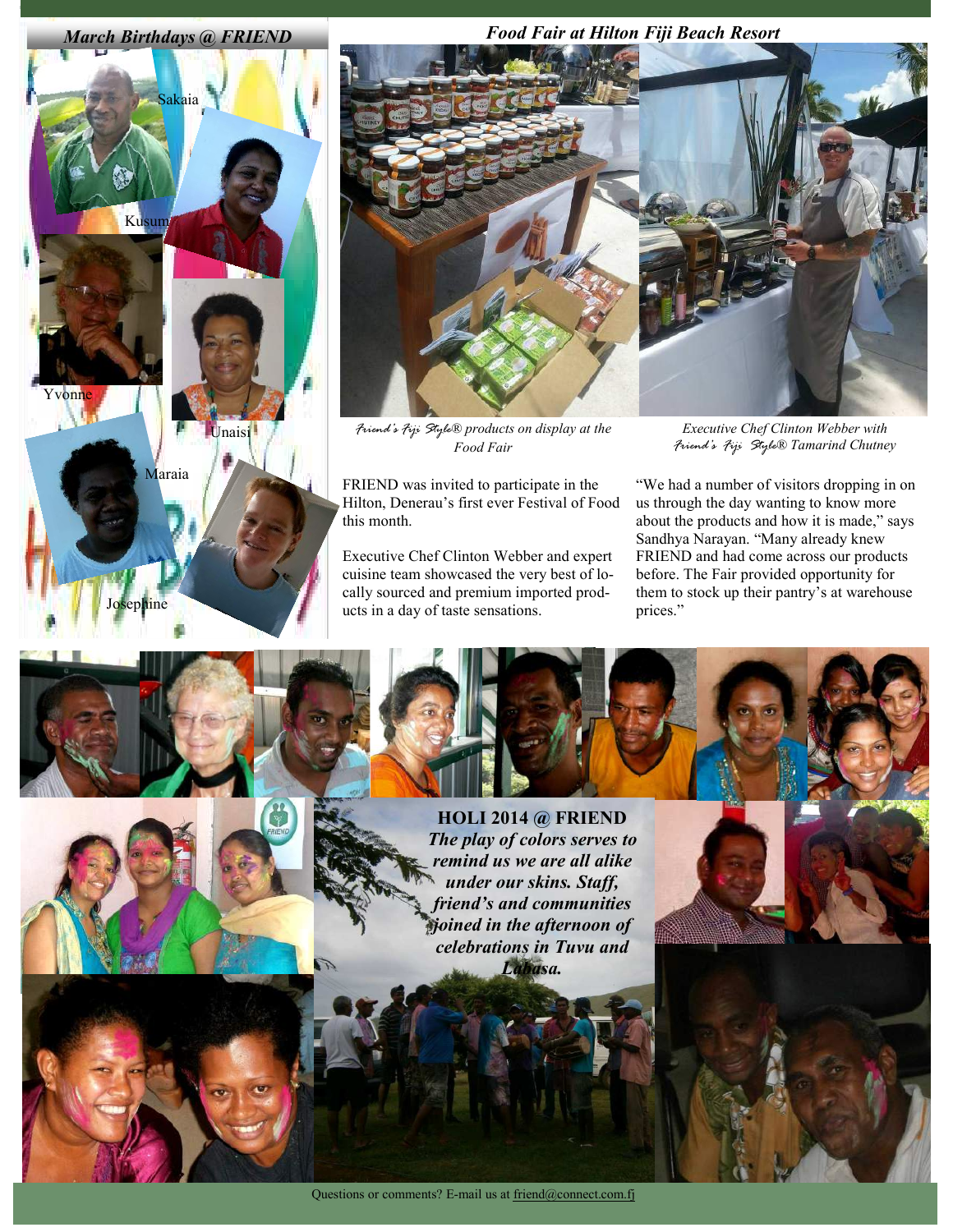## *March Birthdays @ FRIEND*

Sakaia

Kusum

Yvonne

Unaisi

Maraia

Josephine

## *Food Fair at Hilton Fiji Beach Resort*

*Friend's Fiji Style® products on display at the Food Fair*

*Executive Chef Clinton Webber with Friend's Fiji Style® Tamarind Chutney*

FRIEND was invited to participate in the Hilton, Denerau's first ever Festival of Food this month.

Executive Chef Clinton Webber and expert cuisine team showcased the very best of locally sourced and premium imported products in a day of taste sensations.

"We had a number of visitors dropping in on us through the day wanting to know more about the products and how it is made," says Sandhya Narayan. "Many already knew FRIEND and had come across our products before. The Fair provided opportunity for them to stock up their pantry's at warehouse prices."

## HOLI 2014 @ FRIEND

***The play of colors serves to remind us we are all alike under our skins. Staff, friend's and communities joined in the afternoon of celebrations in Tuvu and Labasa.***

Questions or comments? E-mail us at friend@connect.com.fj